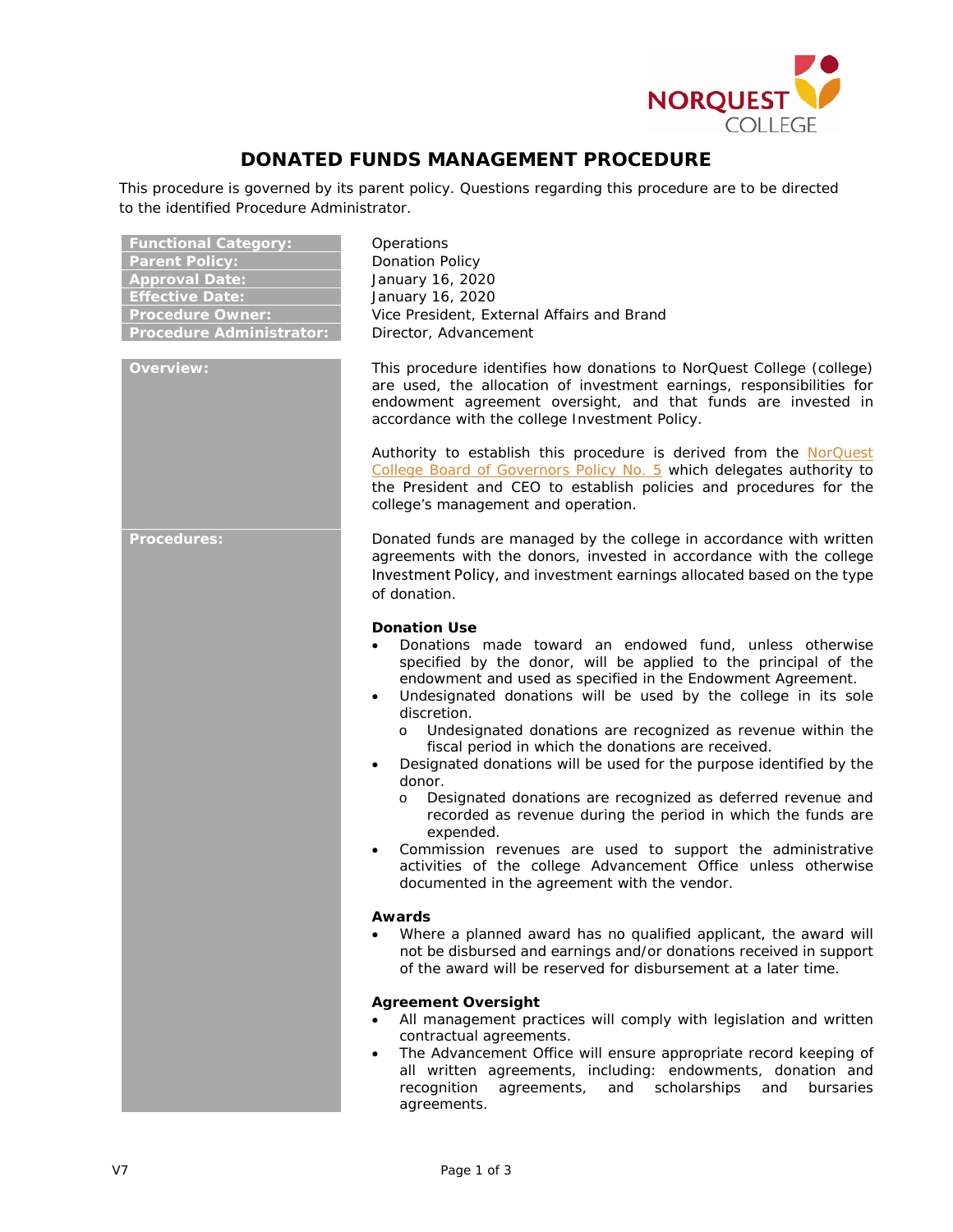# DONATED FUNDS MANAGEMENT PROCEDURE

This procedure is governed by its parent policy. Questions regarding this procedure are to be directed to the identified Procedure Administrator.

| | |
|---|---|
| **Functional Category:** | Operations |
| **Parent Policy:** | Donation Policy |
| **Approval Date:** | January 16, 2020 |
| **Effective Date:** | January 16, 2020 |
| **Procedure Owner:** | Vice President, External Affairs and Brand |
| **Procedure Administrator:** | Director, Advancement |

## Overview:

This procedure identifies how donations to NorQuest College (college) are used, the allocation of investment earnings, responsibilities for endowment agreement oversight, and that funds are invested in accordance with the college Investment Policy.

Authority to establish this procedure is derived from the NorQuest College Board of Governors Policy No. 5 which delegates authority to the President and CEO to establish policies and procedures for the college's management and operation.

## Procedures:

Donated funds are managed by the college in accordance with written agreements with the donors, invested in accordance with the college Investment Policy, and investment earnings allocated based on the type of donation.

### Donation Use

- Donations made toward an endowed fund, unless otherwise specified by the donor, will be applied to the principal of the endowment and used as specified in the Endowment Agreement.
- Undesignated donations will be used by the college in its sole discretion.
  - Undesignated donations are recognized as revenue within the fiscal period in which the donations are received.
- Designated donations will be used for the purpose identified by the donor.
  - Designated donations are recognized as deferred revenue and recorded as revenue during the period in which the funds are expended.
- Commission revenues are used to support the administrative activities of the college Advancement Office unless otherwise documented in the agreement with the vendor.

### Awards

- Where a planned award has no qualified applicant, the award will not be disbursed and earnings and/or donations received in support of the award will be reserved for disbursement at a later time.

### Agreement Oversight

- All management practices will comply with legislation and written contractual agreements.
- The Advancement Office will ensure appropriate record keeping of all written agreements, including: endowments, donation and recognition agreements, and scholarships and bursaries agreements.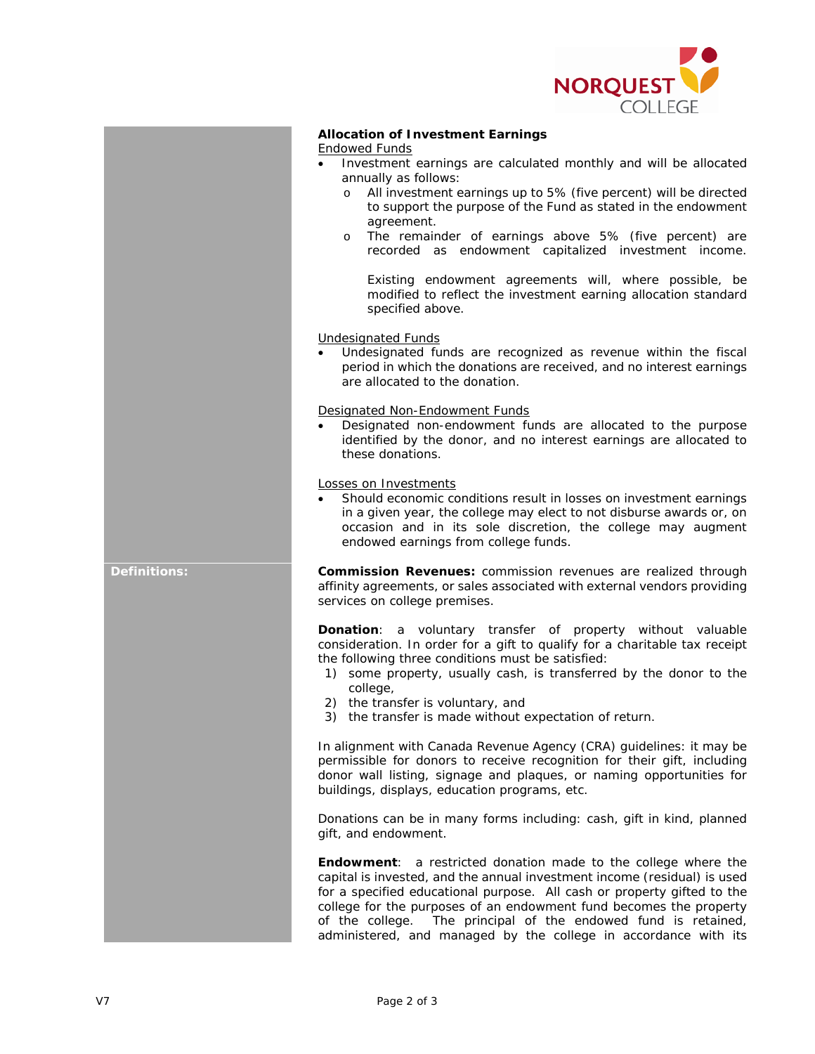**Allocation of Investment Earnings**

Endowed Funds

- Investment earnings are calculated monthly and will be allocated annually as follows:
  - All investment earnings up to 5% (five percent) will be directed to support the purpose of the Fund as stated in the endowment agreement.
  - The remainder of earnings above 5% (five percent) are recorded as endowment capitalized investment income.

    Existing endowment agreements will, where possible, be modified to reflect the investment earning allocation standard specified above.

Undesignated Funds

- Undesignated funds are recognized as revenue within the fiscal period in which the donations are received, and no interest earnings are allocated to the donation.

Designated Non-Endowment Funds

- Designated non-endowment funds are allocated to the purpose identified by the donor, and no interest earnings are allocated to these donations.

Losses on Investments

- Should economic conditions result in losses on investment earnings in a given year, the college may elect to not disburse awards or, on occasion and in its sole discretion, the college may augment endowed earnings from college funds.

**Definitions:**

**Commission Revenues:** commission revenues are realized through affinity agreements, or sales associated with external vendors providing services on college premises.

**Donation**: a voluntary transfer of property without valuable consideration. In order for a gift to qualify for a charitable tax receipt the following three conditions must be satisfied:

1) some property, usually cash, is transferred by the donor to the college,
2) the transfer is voluntary, and
3) the transfer is made without expectation of return.

In alignment with Canada Revenue Agency (CRA) guidelines: it may be permissible for donors to receive recognition for their gift, including donor wall listing, signage and plaques, or naming opportunities for buildings, displays, education programs, etc.

Donations can be in many forms including: cash, gift in kind, planned gift, and endowment.

**Endowment**: a restricted donation made to the college where the capital is invested, and the annual investment income (residual) is used for a specified educational purpose. All cash or property gifted to the college for the purposes of an endowment fund becomes the property of the college. The principal of the endowed fund is retained, administered, and managed by the college in accordance with its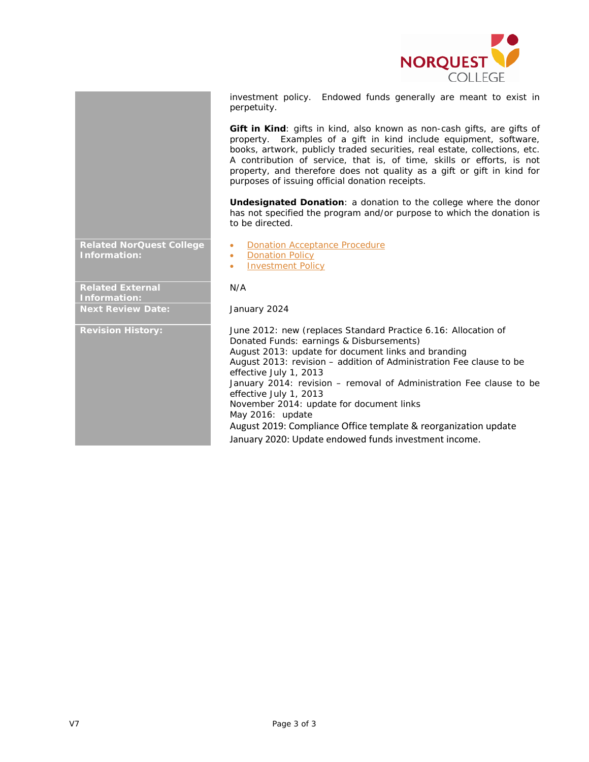| | |
|---|---|
| | investment policy. Endowed funds generally are meant to exist in perpetuity.<br><br>**Gift in Kind**: gifts in kind, also known as non-cash gifts, are gifts of property. Examples of a gift in kind include equipment, software, books, artwork, publicly traded securities, real estate, collections, etc. A contribution of service, that is, of time, skills or efforts, is not property, and therefore does not quality as a gift or gift in kind for purposes of issuing official donation receipts.<br><br>**Undesignated Donation**: a donation to the college where the donor has not specified the program and/or purpose to which the donation is to be directed. |
| **Related NorQuest College Information:** | • Donation Acceptance Procedure<br>• Donation Policy<br>• Investment Policy |
| **Related External Information:** | N/A |
| **Next Review Date:** | January 2024 |
| **Revision History:** | June 2012: new (replaces Standard Practice 6.16: Allocation of Donated Funds: earnings & Disbursements)<br>August 2013: update for document links and branding<br>August 2013: revision – addition of Administration Fee clause to be effective July 1, 2013<br>January 2014: revision – removal of Administration Fee clause to be effective July 1, 2013<br>November 2014: update for document links<br>May 2016: update<br>August 2019: Compliance Office template & reorganization update<br>January 2020: Update endowed funds investment income. |

V7